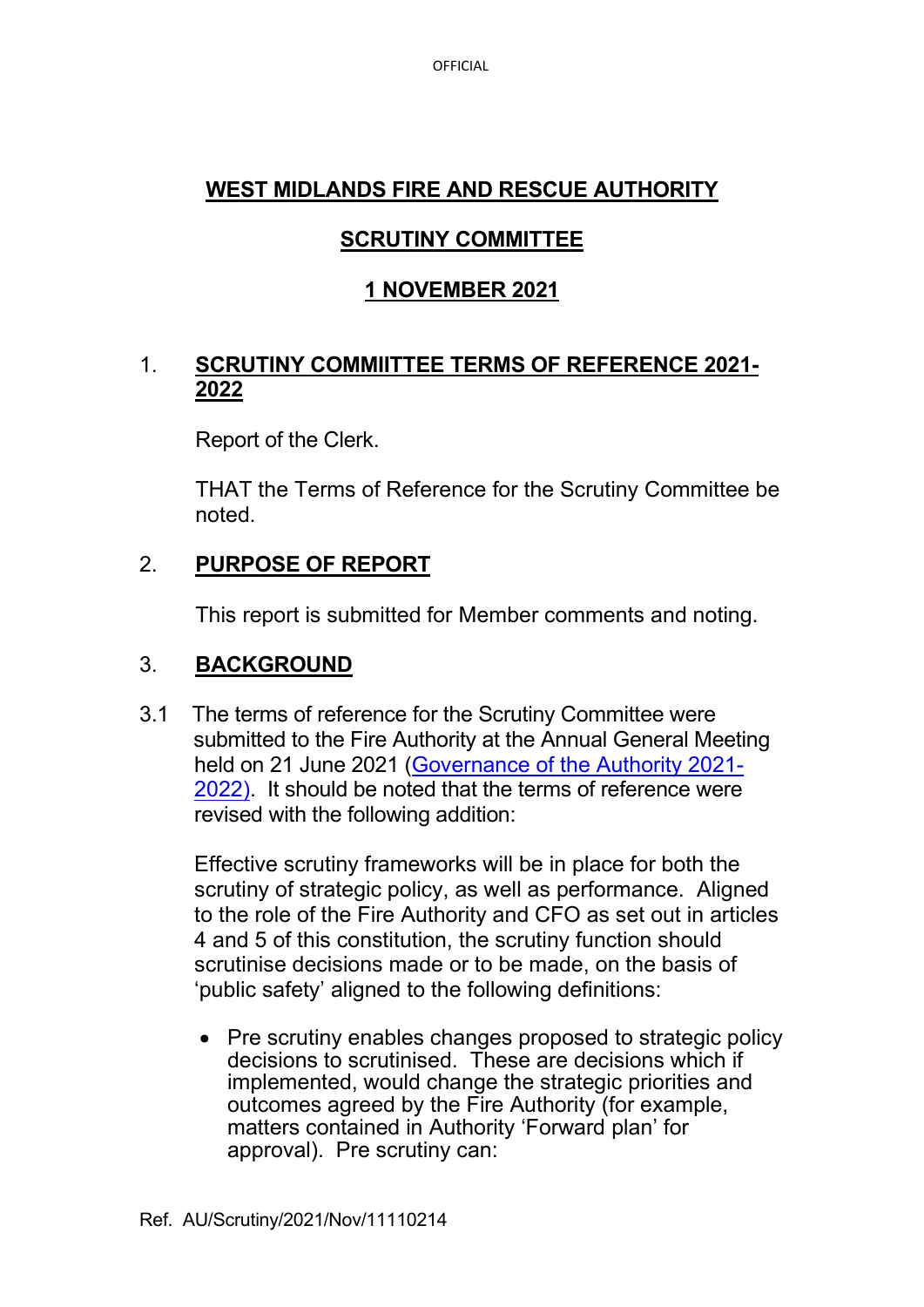**OFFICIAL**

# WEST MIDLANDS FIRE AND RESCUE AUTHORITY

## SCRUTINY COMMITTEE

## 1 NOVEMBER 2021

## 1. SCRUTINY COMMIITTEE TERMS OF REFERENCE 2021-2022

Report of the Clerk.

THAT the Terms of Reference for the Scrutiny Committee be noted.

## 2. PURPOSE OF REPORT

This report is submitted for Member comments and noting.

## 3. BACKGROUND

3.1 The terms of reference for the Scrutiny Committee were submitted to the Fire Authority at the Annual General Meeting held on 21 June 2021 (Governance of the Authority 2021-2022). It should be noted that the terms of reference were revised with the following addition:

Effective scrutiny frameworks will be in place for both the scrutiny of strategic policy, as well as performance. Aligned to the role of the Fire Authority and CFO as set out in articles 4 and 5 of this constitution, the scrutiny function should scrutinise decisions made or to be made, on the basis of 'public safety' aligned to the following definitions:

- Pre scrutiny enables changes proposed to strategic policy decisions to scrutinised. These are decisions which if implemented, would change the strategic priorities and outcomes agreed by the Fire Authority (for example, matters contained in Authority 'Forward plan' for approval). Pre scrutiny can:

Ref. AU/Scrutiny/2021/Nov/11110214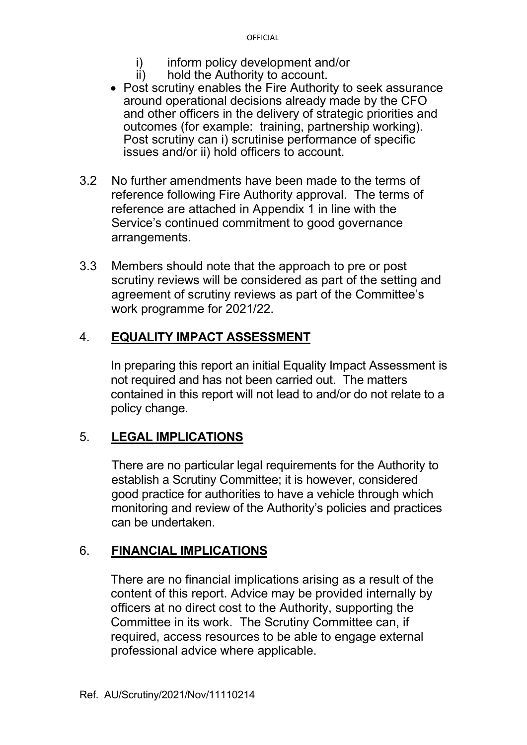i) inform policy development and/or
    ii) hold the Authority to account.
- Post scrutiny enables the Fire Authority to seek assurance around operational decisions already made by the CFO and other officers in the delivery of strategic priorities and outcomes (for example: training, partnership working). Post scrutiny can i) scrutinise performance of specific issues and/or ii) hold officers to account.

3.2 No further amendments have been made to the terms of reference following Fire Authority approval. The terms of reference are attached in Appendix 1 in line with the Service's continued commitment to good governance arrangements.

3.3 Members should note that the approach to pre or post scrutiny reviews will be considered as part of the setting and agreement of scrutiny reviews as part of the Committee's work programme for 2021/22.

## 4. EQUALITY IMPACT ASSESSMENT

In preparing this report an initial Equality Impact Assessment is not required and has not been carried out. The matters contained in this report will not lead to and/or do not relate to a policy change.

## 5. LEGAL IMPLICATIONS

There are no particular legal requirements for the Authority to establish a Scrutiny Committee; it is however, considered good practice for authorities to have a vehicle through which monitoring and review of the Authority's policies and practices can be undertaken.

## 6. FINANCIAL IMPLICATIONS

There are no financial implications arising as a result of the content of this report. Advice may be provided internally by officers at no direct cost to the Authority, supporting the Committee in its work. The Scrutiny Committee can, if required, access resources to be able to engage external professional advice where applicable.

Ref. AU/Scrutiny/2021/Nov/11110214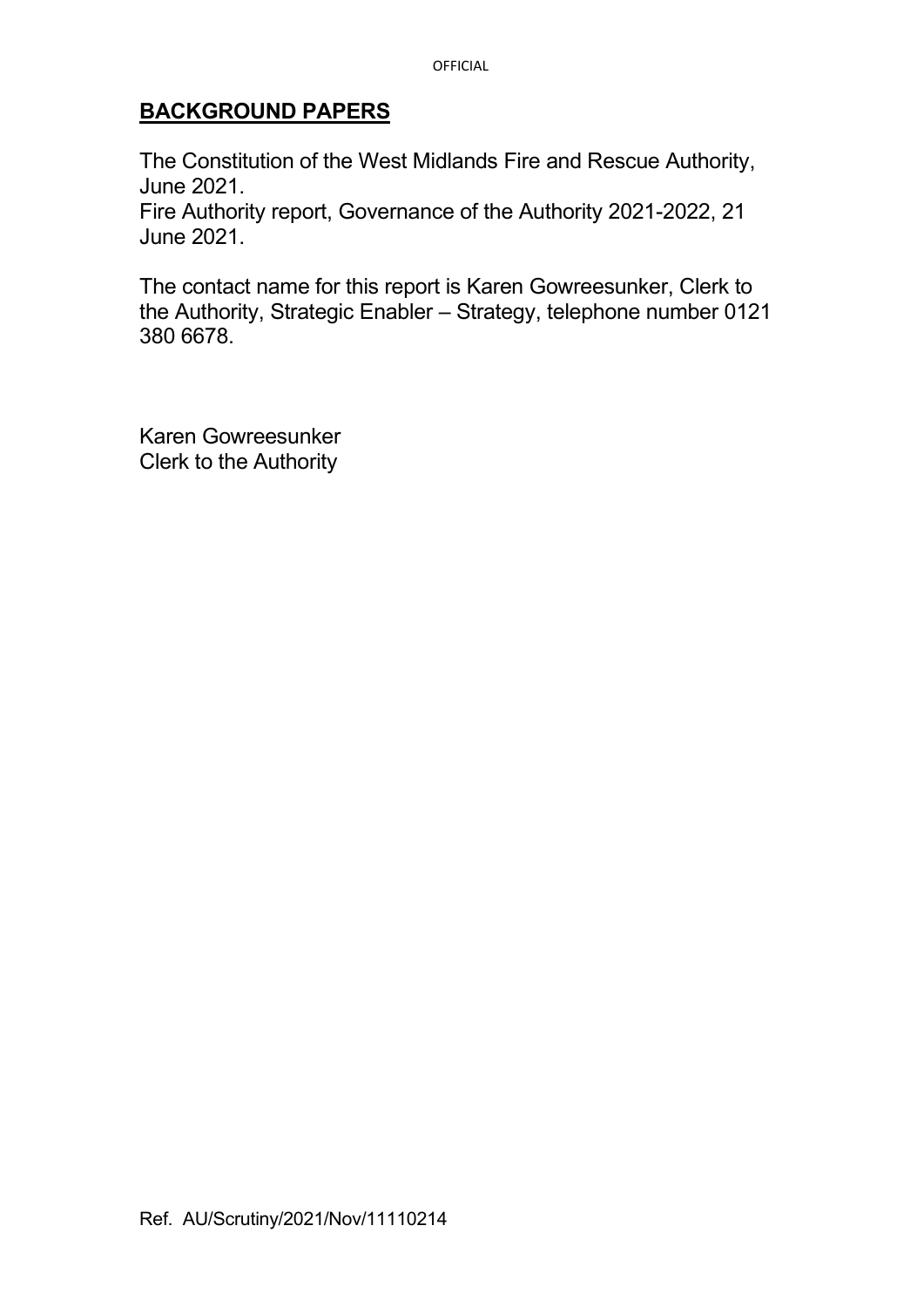## BACKGROUND PAPERS

The Constitution of the West Midlands Fire and Rescue Authority, June 2021.
Fire Authority report, Governance of the Authority 2021-2022, 21 June 2021.

The contact name for this report is Karen Gowreesunker, Clerk to the Authority, Strategic Enabler – Strategy, telephone number 0121 380 6678.

Karen Gowreesunker
Clerk to the Authority

Ref. AU/Scrutiny/2021/Nov/11110214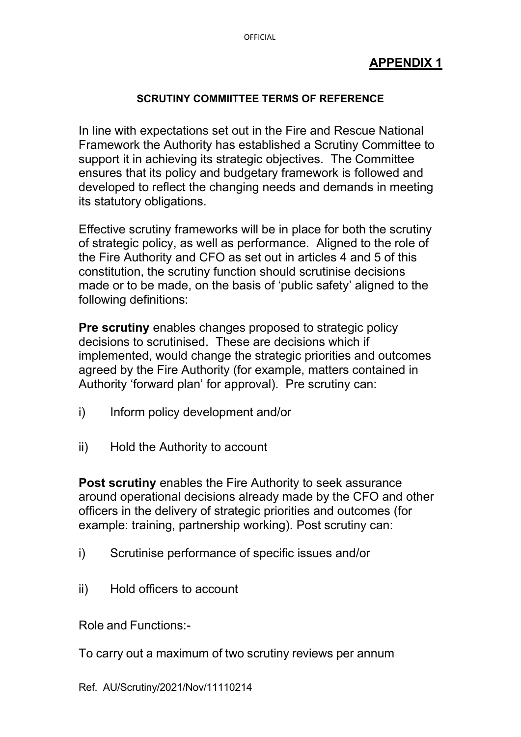**APPENDIX 1**

## SCRUTINY COMMIITTEE TERMS OF REFERENCE

In line with expectations set out in the Fire and Rescue National Framework the Authority has established a Scrutiny Committee to support it in achieving its strategic objectives. The Committee ensures that its policy and budgetary framework is followed and developed to reflect the changing needs and demands in meeting its statutory obligations.

Effective scrutiny frameworks will be in place for both the scrutiny of strategic policy, as well as performance. Aligned to the role of the Fire Authority and CFO as set out in articles 4 and 5 of this constitution, the scrutiny function should scrutinise decisions made or to be made, on the basis of 'public safety' aligned to the following definitions:

**Pre scrutiny** enables changes proposed to strategic policy decisions to scrutinised. These are decisions which if implemented, would change the strategic priorities and outcomes agreed by the Fire Authority (for example, matters contained in Authority 'forward plan' for approval). Pre scrutiny can:

i) Inform policy development and/or

ii) Hold the Authority to account

**Post scrutiny** enables the Fire Authority to seek assurance around operational decisions already made by the CFO and other officers in the delivery of strategic priorities and outcomes (for example: training, partnership working). Post scrutiny can:

i) Scrutinise performance of specific issues and/or

ii) Hold officers to account

Role and Functions:-

To carry out a maximum of two scrutiny reviews per annum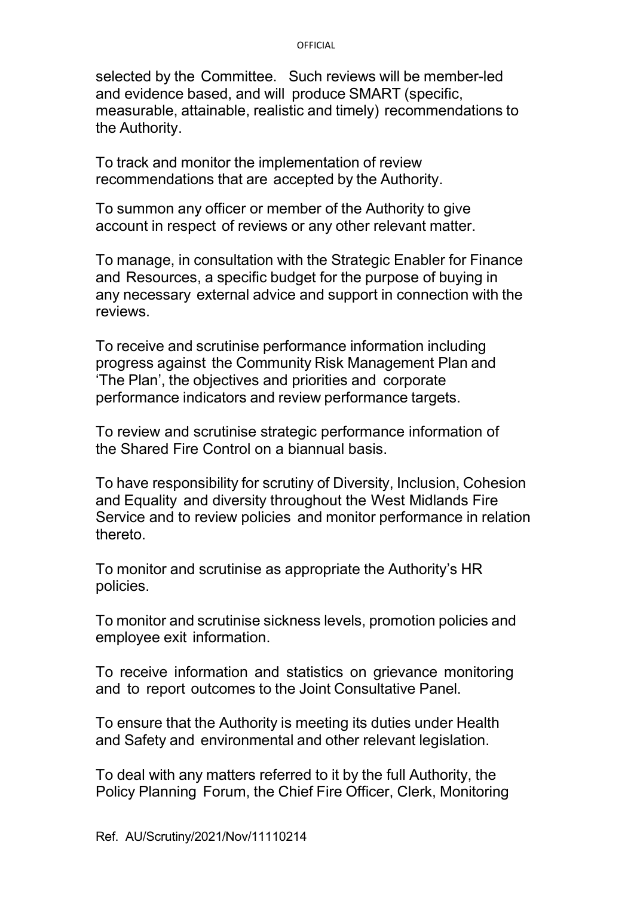selected by the Committee. Such reviews will be member-led and evidence based, and will produce SMART (specific, measurable, attainable, realistic and timely) recommendations to the Authority.

To track and monitor the implementation of review recommendations that are accepted by the Authority.

To summon any officer or member of the Authority to give account in respect of reviews or any other relevant matter.

To manage, in consultation with the Strategic Enabler for Finance and Resources, a specific budget for the purpose of buying in any necessary external advice and support in connection with the reviews.

To receive and scrutinise performance information including progress against the Community Risk Management Plan and 'The Plan', the objectives and priorities and corporate performance indicators and review performance targets.

To review and scrutinise strategic performance information of the Shared Fire Control on a biannual basis.

To have responsibility for scrutiny of Diversity, Inclusion, Cohesion and Equality and diversity throughout the West Midlands Fire Service and to review policies and monitor performance in relation thereto.

To monitor and scrutinise as appropriate the Authority's HR policies.

To monitor and scrutinise sickness levels, promotion policies and employee exit information.

To receive information and statistics on grievance monitoring and to report outcomes to the Joint Consultative Panel.

To ensure that the Authority is meeting its duties under Health and Safety and environmental and other relevant legislation.

To deal with any matters referred to it by the full Authority, the Policy Planning Forum, the Chief Fire Officer, Clerk, Monitoring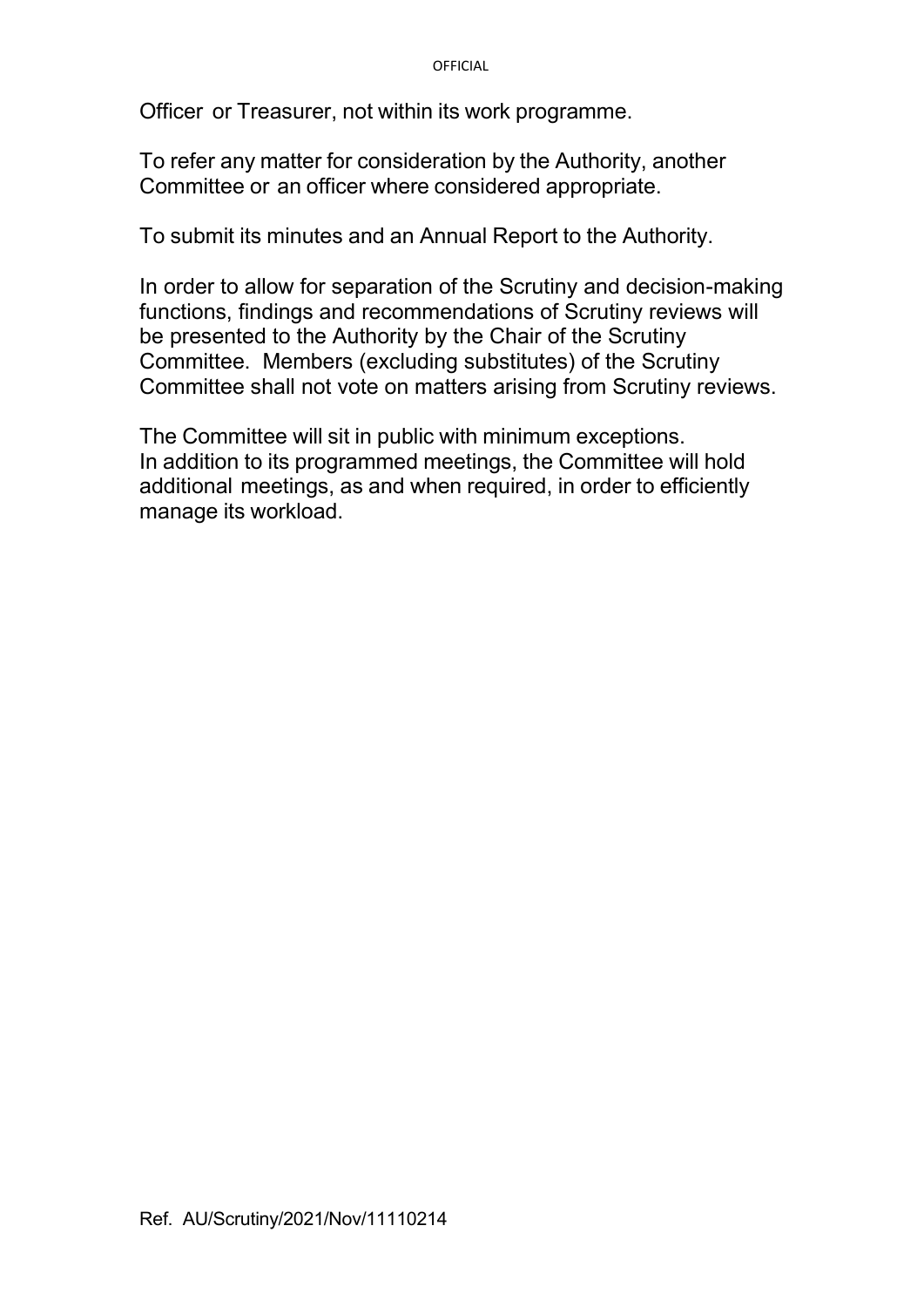Officer or Treasurer, not within its work programme.

To refer any matter for consideration by the Authority, another Committee or an officer where considered appropriate.

To submit its minutes and an Annual Report to the Authority.

In order to allow for separation of the Scrutiny and decision-making functions, findings and recommendations of Scrutiny reviews will be presented to the Authority by the Chair of the Scrutiny Committee. Members (excluding substitutes) of the Scrutiny Committee shall not vote on matters arising from Scrutiny reviews.

The Committee will sit in public with minimum exceptions.
In addition to its programmed meetings, the Committee will hold additional meetings, as and when required, in order to efficiently manage its workload.